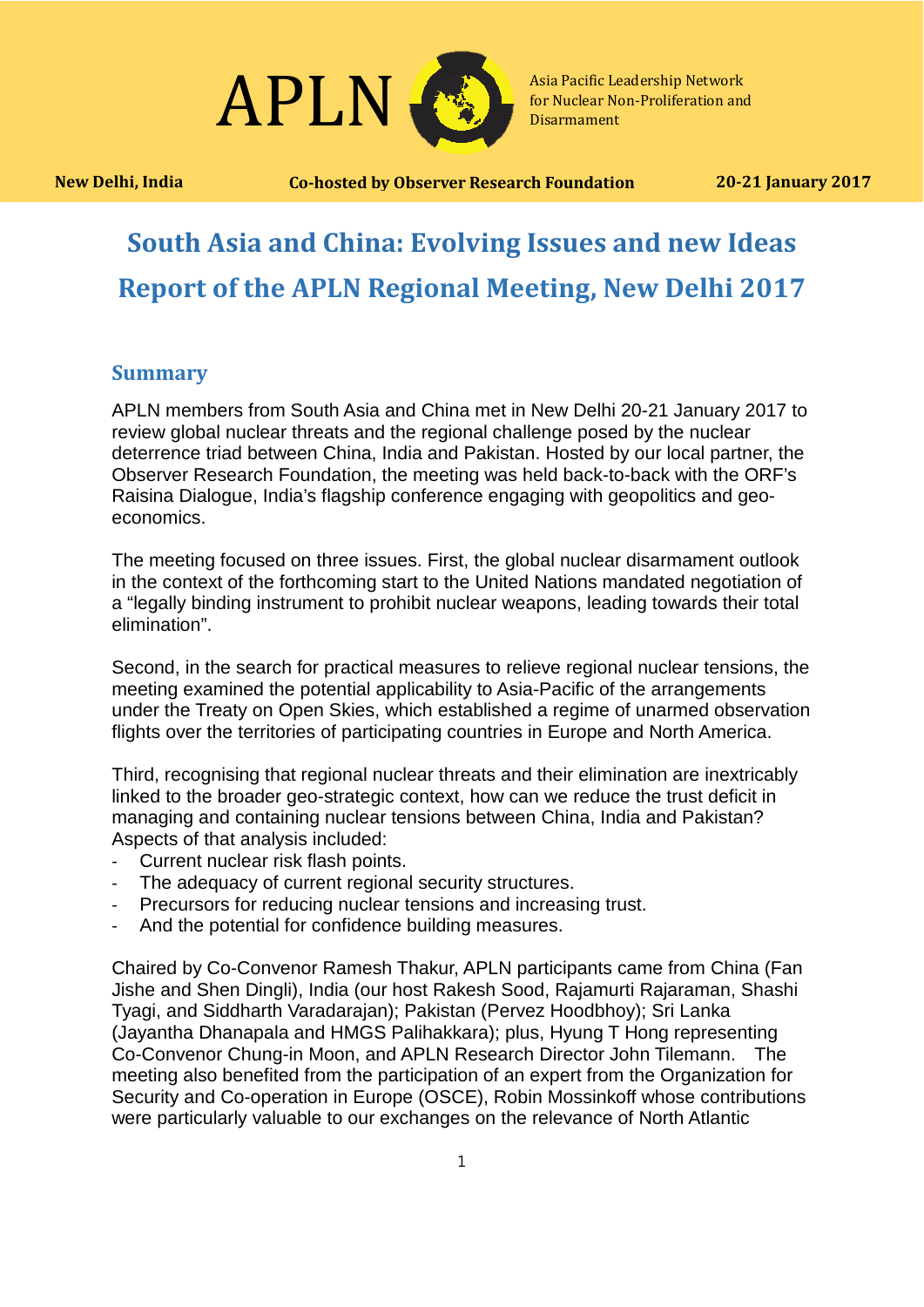APLN

Asia Pacific Leadership Network for Nuclear Non-Proliferation and Disarmament

**New Delhi, India** **Co-hosted by Observer Research Foundation** **20-21 January 2017**

# South Asia and China: Evolving Issues and new Ideas
# Report of the APLN Regional Meeting, New Delhi 2017

## Summary

APLN members from South Asia and China met in New Delhi 20-21 January 2017 to review global nuclear threats and the regional challenge posed by the nuclear deterrence triad between China, India and Pakistan. Hosted by our local partner, the Observer Research Foundation, the meeting was held back-to-back with the ORF's Raisina Dialogue, India's flagship conference engaging with geopolitics and geo-economics.

The meeting focused on three issues. First, the global nuclear disarmament outlook in the context of the forthcoming start to the United Nations mandated negotiation of a "legally binding instrument to prohibit nuclear weapons, leading towards their total elimination".

Second, in the search for practical measures to relieve regional nuclear tensions, the meeting examined the potential applicability to Asia-Pacific of the arrangements under the Treaty on Open Skies, which established a regime of unarmed observation flights over the territories of participating countries in Europe and North America.

Third, recognising that regional nuclear threats and their elimination are inextricably linked to the broader geo-strategic context, how can we reduce the trust deficit in managing and containing nuclear tensions between China, India and Pakistan? Aspects of that analysis included:

- Current nuclear risk flash points.
- The adequacy of current regional security structures.
- Precursors for reducing nuclear tensions and increasing trust.
- And the potential for confidence building measures.

Chaired by Co-Convenor Ramesh Thakur, APLN participants came from China (Fan Jishe and Shen Dingli), India (our host Rakesh Sood, Rajamurti Rajaraman, Shashi Tyagi, and Siddharth Varadarajan); Pakistan (Pervez Hoodbhoy); Sri Lanka (Jayantha Dhanapala and HMGS Palihakkara); plus, Hyung T Hong representing Co-Convenor Chung-in Moon, and APLN Research Director John Tilemann. The meeting also benefited from the participation of an expert from the Organization for Security and Co-operation in Europe (OSCE), Robin Mossinkoff whose contributions were particularly valuable to our exchanges on the relevance of North Atlantic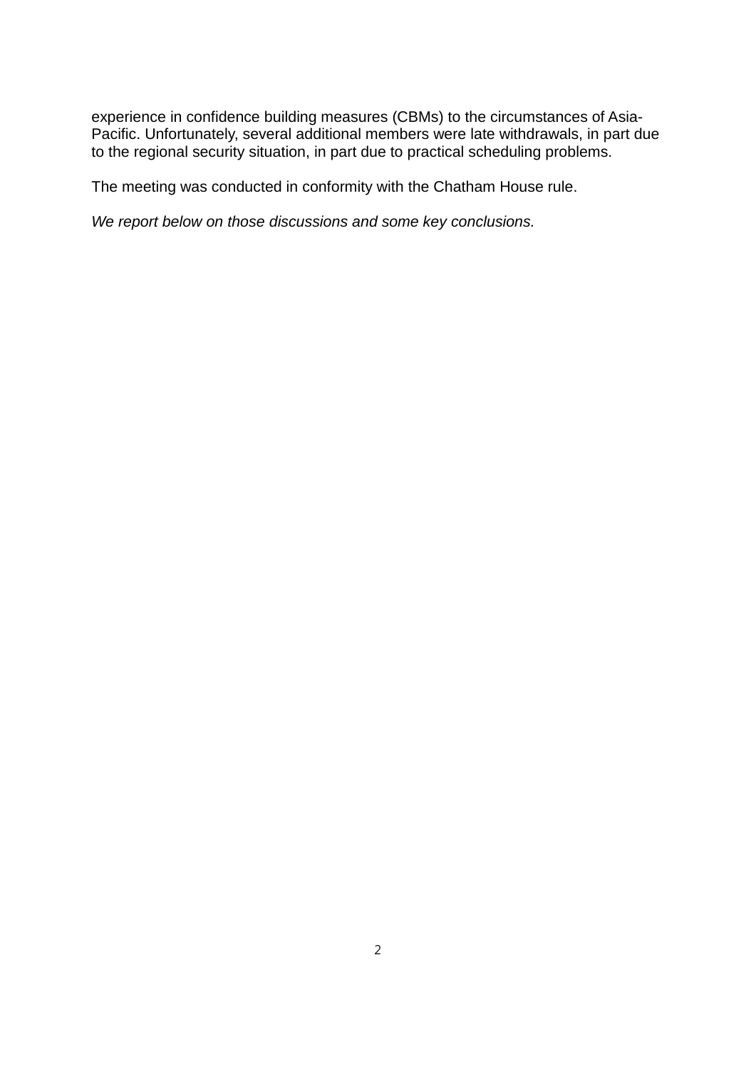experience in confidence building measures (CBMs) to the circumstances of Asia-Pacific. Unfortunately, several additional members were late withdrawals, in part due to the regional security situation, in part due to practical scheduling problems.

The meeting was conducted in conformity with the Chatham House rule.

*We report below on those discussions and some key conclusions.*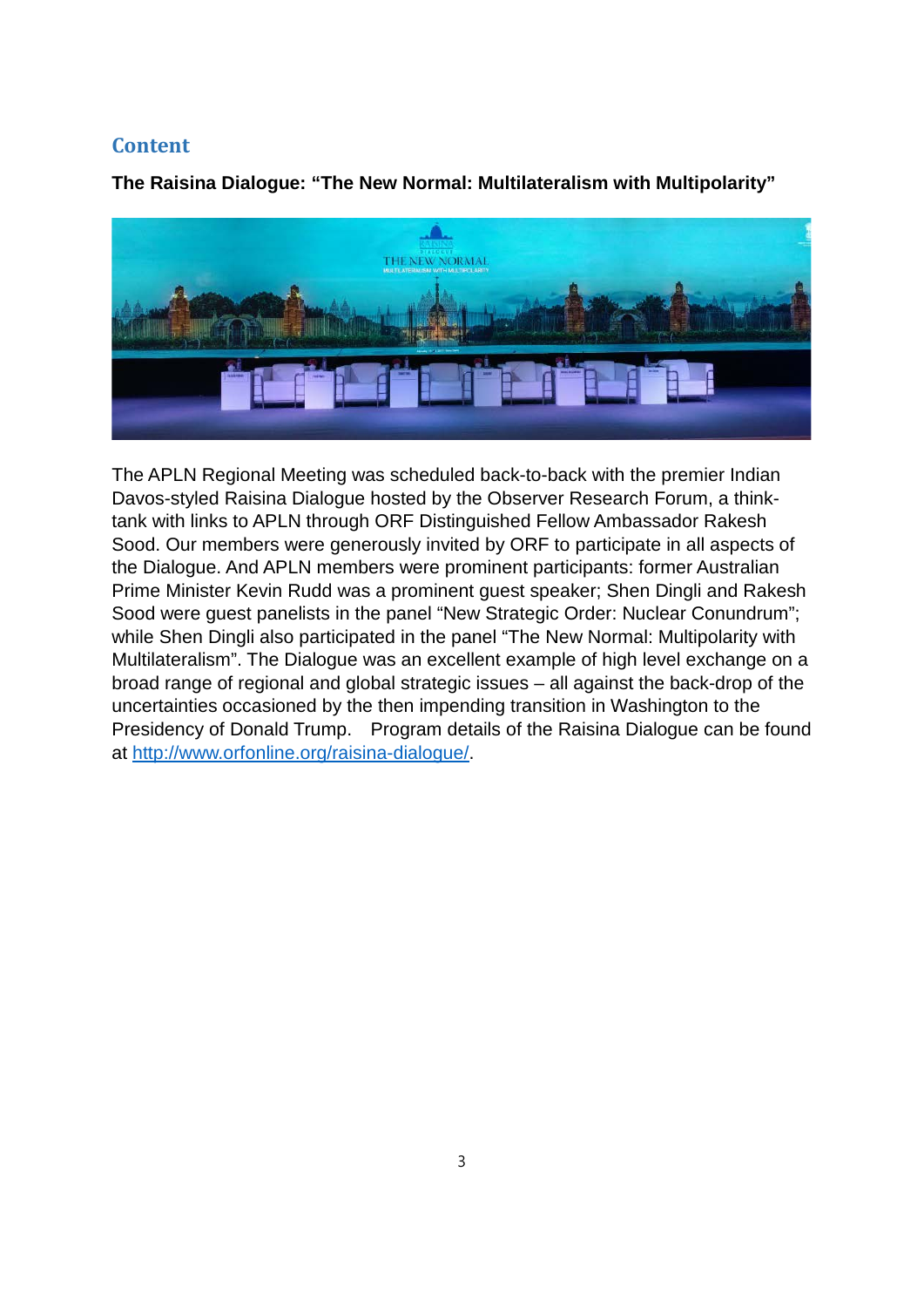## Content

**The Raisina Dialogue: "The New Normal: Multilateralism with Multipolarity"**

The APLN Regional Meeting was scheduled back-to-back with the premier Indian Davos-styled Raisina Dialogue hosted by the Observer Research Forum, a think-tank with links to APLN through ORF Distinguished Fellow Ambassador Rakesh Sood. Our members were generously invited by ORF to participate in all aspects of the Dialogue. And APLN members were prominent participants: former Australian Prime Minister Kevin Rudd was a prominent guest speaker; Shen Dingli and Rakesh Sood were guest panelists in the panel "New Strategic Order: Nuclear Conundrum"; while Shen Dingli also participated in the panel "The New Normal: Multipolarity with Multilateralism". The Dialogue was an excellent example of high level exchange on a broad range of regional and global strategic issues – all against the back-drop of the uncertainties occasioned by the then impending transition in Washington to the Presidency of Donald Trump.   Program details of the Raisina Dialogue can be found at [http://www.orfonline.org/raisina-dialogue/](http://www.orfonline.org/raisina-dialogue/).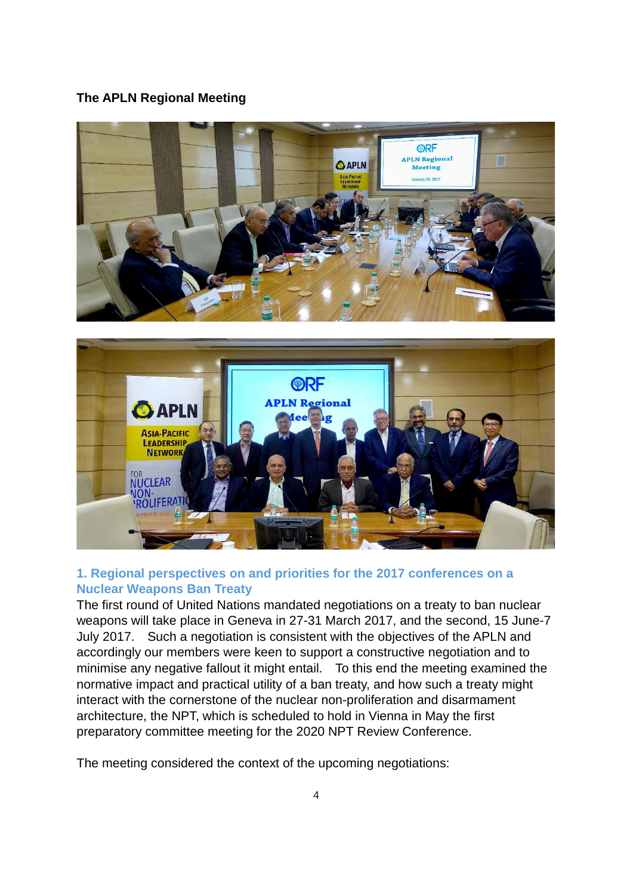**The APLN Regional Meeting**

## 1. Regional perspectives on and priorities for the 2017 conferences on a Nuclear Weapons Ban Treaty

The first round of United Nations mandated negotiations on a treaty to ban nuclear weapons will take place in Geneva in 27-31 March 2017, and the second, 15 June-7 July 2017. Such a negotiation is consistent with the objectives of the APLN and accordingly our members were keen to support a constructive negotiation and to minimise any negative fallout it might entail. To this end the meeting examined the normative impact and practical utility of a ban treaty, and how such a treaty might interact with the cornerstone of the nuclear non-proliferation and disarmament architecture, the NPT, which is scheduled to hold in Vienna in May the first preparatory committee meeting for the 2020 NPT Review Conference.

The meeting considered the context of the upcoming negotiations: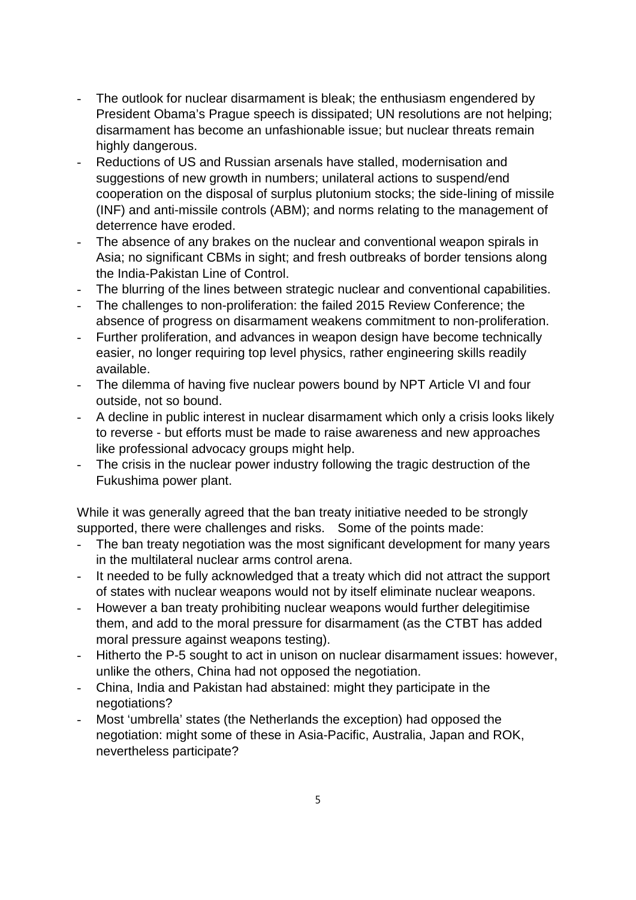- The outlook for nuclear disarmament is bleak; the enthusiasm engendered by President Obama's Prague speech is dissipated; UN resolutions are not helping; disarmament has become an unfashionable issue; but nuclear threats remain highly dangerous.
- Reductions of US and Russian arsenals have stalled, modernisation and suggestions of new growth in numbers; unilateral actions to suspend/end cooperation on the disposal of surplus plutonium stocks; the side-lining of missile (INF) and anti-missile controls (ABM); and norms relating to the management of deterrence have eroded.
- The absence of any brakes on the nuclear and conventional weapon spirals in Asia; no significant CBMs in sight; and fresh outbreaks of border tensions along the India-Pakistan Line of Control.
- The blurring of the lines between strategic nuclear and conventional capabilities.
- The challenges to non-proliferation: the failed 2015 Review Conference; the absence of progress on disarmament weakens commitment to non-proliferation.
- Further proliferation, and advances in weapon design have become technically easier, no longer requiring top level physics, rather engineering skills readily available.
- The dilemma of having five nuclear powers bound by NPT Article VI and four outside, not so bound.
- A decline in public interest in nuclear disarmament which only a crisis looks likely to reverse - but efforts must be made to raise awareness and new approaches like professional advocacy groups might help.
- The crisis in the nuclear power industry following the tragic destruction of the Fukushima power plant.

While it was generally agreed that the ban treaty initiative needed to be strongly supported, there were challenges and risks. Some of the points made:

- The ban treaty negotiation was the most significant development for many years in the multilateral nuclear arms control arena.
- It needed to be fully acknowledged that a treaty which did not attract the support of states with nuclear weapons would not by itself eliminate nuclear weapons.
- However a ban treaty prohibiting nuclear weapons would further delegitimise them, and add to the moral pressure for disarmament (as the CTBT has added moral pressure against weapons testing).
- Hitherto the P-5 sought to act in unison on nuclear disarmament issues: however, unlike the others, China had not opposed the negotiation.
- China, India and Pakistan had abstained: might they participate in the negotiations?
- Most 'umbrella' states (the Netherlands the exception) had opposed the negotiation: might some of these in Asia-Pacific, Australia, Japan and ROK, nevertheless participate?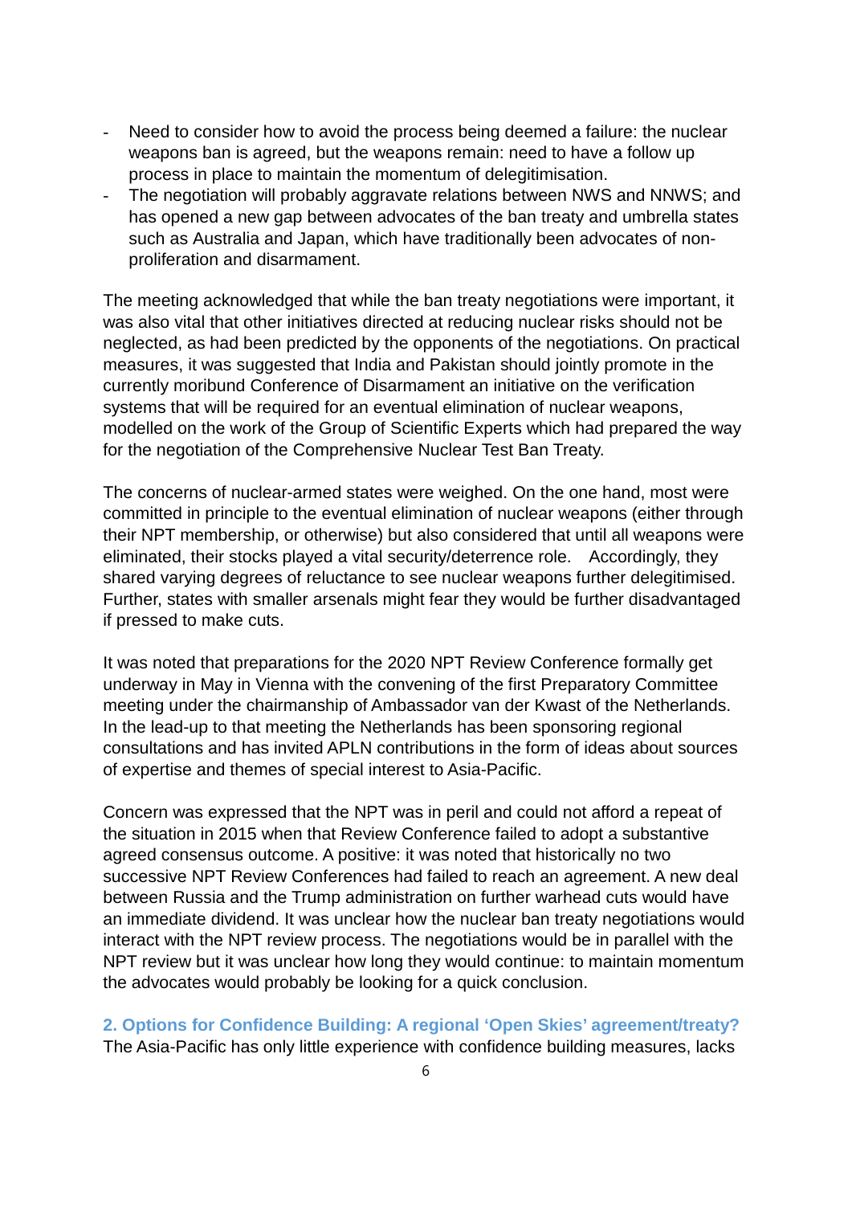- Need to consider how to avoid the process being deemed a failure: the nuclear weapons ban is agreed, but the weapons remain: need to have a follow up process in place to maintain the momentum of delegitimisation.
- The negotiation will probably aggravate relations between NWS and NNWS; and has opened a new gap between advocates of the ban treaty and umbrella states such as Australia and Japan, which have traditionally been advocates of non-proliferation and disarmament.

The meeting acknowledged that while the ban treaty negotiations were important, it was also vital that other initiatives directed at reducing nuclear risks should not be neglected, as had been predicted by the opponents of the negotiations. On practical measures, it was suggested that India and Pakistan should jointly promote in the currently moribund Conference of Disarmament an initiative on the verification systems that will be required for an eventual elimination of nuclear weapons, modelled on the work of the Group of Scientific Experts which had prepared the way for the negotiation of the Comprehensive Nuclear Test Ban Treaty.

The concerns of nuclear-armed states were weighed. On the one hand, most were committed in principle to the eventual elimination of nuclear weapons (either through their NPT membership, or otherwise) but also considered that until all weapons were eliminated, their stocks played a vital security/deterrence role. Accordingly, they shared varying degrees of reluctance to see nuclear weapons further delegitimised. Further, states with smaller arsenals might fear they would be further disadvantaged if pressed to make cuts.

It was noted that preparations for the 2020 NPT Review Conference formally get underway in May in Vienna with the convening of the first Preparatory Committee meeting under the chairmanship of Ambassador van der Kwast of the Netherlands. In the lead-up to that meeting the Netherlands has been sponsoring regional consultations and has invited APLN contributions in the form of ideas about sources of expertise and themes of special interest to Asia-Pacific.

Concern was expressed that the NPT was in peril and could not afford a repeat of the situation in 2015 when that Review Conference failed to adopt a substantive agreed consensus outcome. A positive: it was noted that historically no two successive NPT Review Conferences had failed to reach an agreement. A new deal between Russia and the Trump administration on further warhead cuts would have an immediate dividend. It was unclear how the nuclear ban treaty negotiations would interact with the NPT review process. The negotiations would be in parallel with the NPT review but it was unclear how long they would continue: to maintain momentum the advocates would probably be looking for a quick conclusion.

## 2. Options for Confidence Building: A regional 'Open Skies' agreement/treaty?

The Asia-Pacific has only little experience with confidence building measures, lacks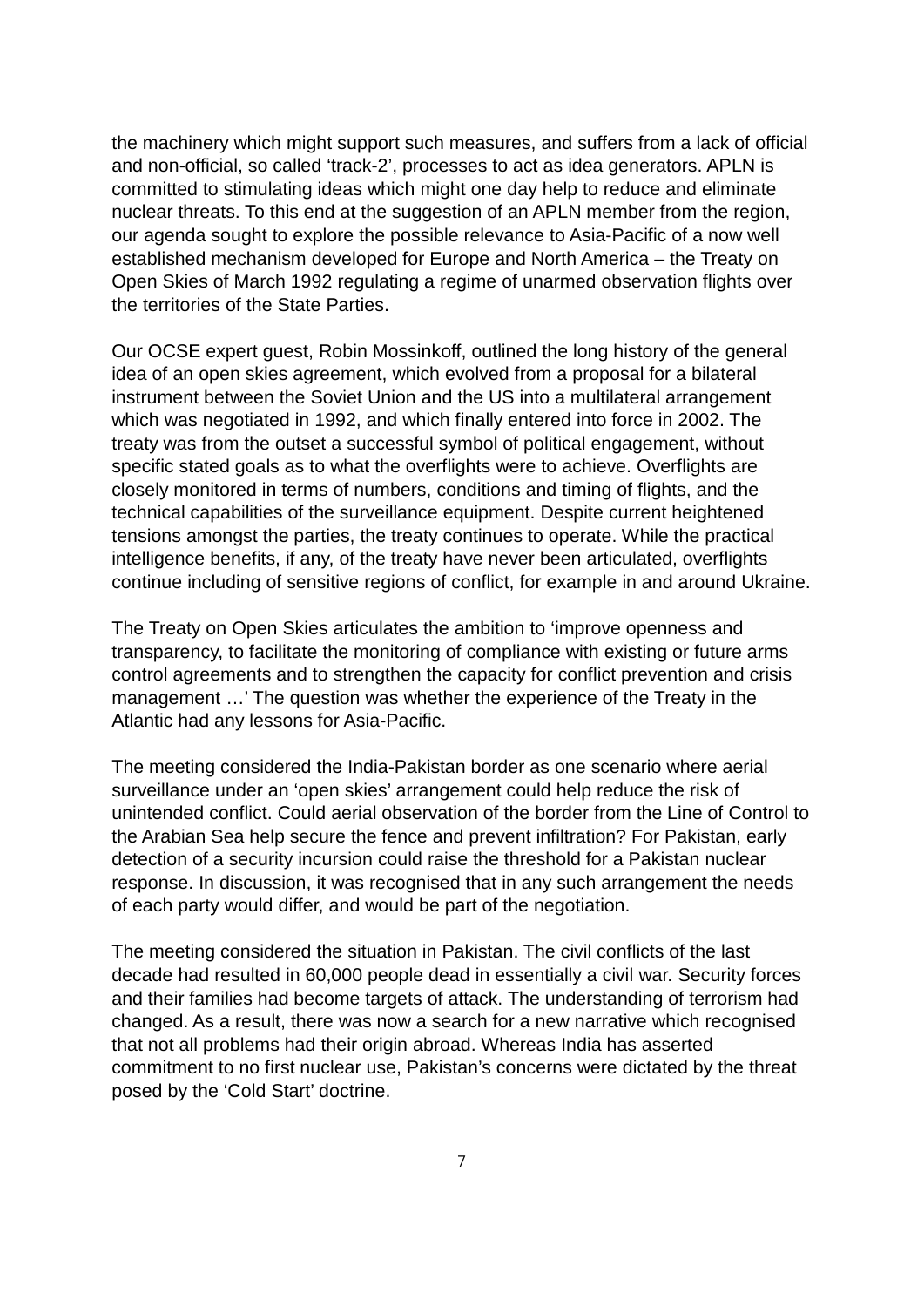the machinery which might support such measures, and suffers from a lack of official and non-official, so called 'track-2', processes to act as idea generators. APLN is committed to stimulating ideas which might one day help to reduce and eliminate nuclear threats. To this end at the suggestion of an APLN member from the region, our agenda sought to explore the possible relevance to Asia-Pacific of a now well established mechanism developed for Europe and North America – the Treaty on Open Skies of March 1992 regulating a regime of unarmed observation flights over the territories of the State Parties.

Our OCSE expert guest, Robin Mossinkoff, outlined the long history of the general idea of an open skies agreement, which evolved from a proposal for a bilateral instrument between the Soviet Union and the US into a multilateral arrangement which was negotiated in 1992, and which finally entered into force in 2002. The treaty was from the outset a successful symbol of political engagement, without specific stated goals as to what the overflights were to achieve. Overflights are closely monitored in terms of numbers, conditions and timing of flights, and the technical capabilities of the surveillance equipment. Despite current heightened tensions amongst the parties, the treaty continues to operate. While the practical intelligence benefits, if any, of the treaty have never been articulated, overflights continue including of sensitive regions of conflict, for example in and around Ukraine.

The Treaty on Open Skies articulates the ambition to 'improve openness and transparency, to facilitate the monitoring of compliance with existing or future arms control agreements and to strengthen the capacity for conflict prevention and crisis management …' The question was whether the experience of the Treaty in the Atlantic had any lessons for Asia-Pacific.

The meeting considered the India-Pakistan border as one scenario where aerial surveillance under an 'open skies' arrangement could help reduce the risk of unintended conflict. Could aerial observation of the border from the Line of Control to the Arabian Sea help secure the fence and prevent infiltration? For Pakistan, early detection of a security incursion could raise the threshold for a Pakistan nuclear response. In discussion, it was recognised that in any such arrangement the needs of each party would differ, and would be part of the negotiation.

The meeting considered the situation in Pakistan. The civil conflicts of the last decade had resulted in 60,000 people dead in essentially a civil war. Security forces and their families had become targets of attack. The understanding of terrorism had changed. As a result, there was now a search for a new narrative which recognised that not all problems had their origin abroad. Whereas India has asserted commitment to no first nuclear use, Pakistan's concerns were dictated by the threat posed by the 'Cold Start' doctrine.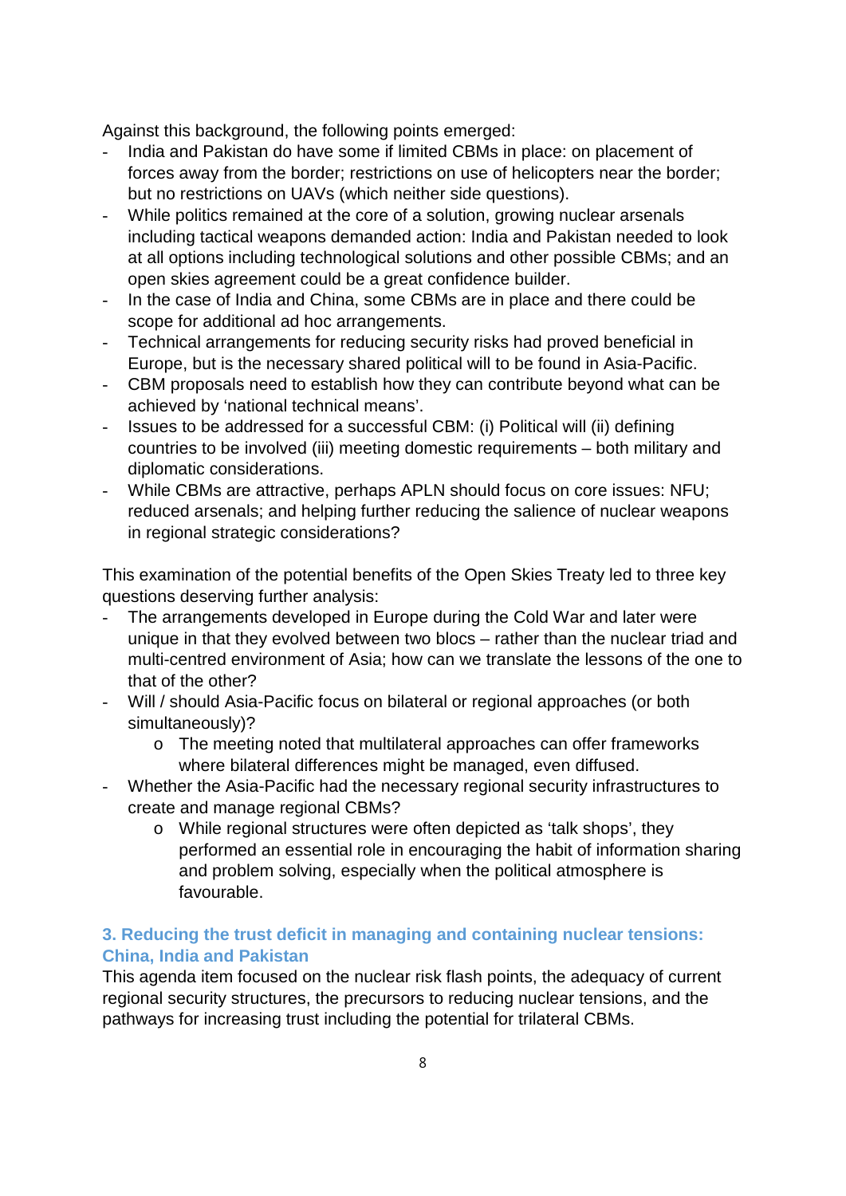Against this background, the following points emerged:

- India and Pakistan do have some if limited CBMs in place: on placement of forces away from the border; restrictions on use of helicopters near the border; but no restrictions on UAVs (which neither side questions).
- While politics remained at the core of a solution, growing nuclear arsenals including tactical weapons demanded action: India and Pakistan needed to look at all options including technological solutions and other possible CBMs; and an open skies agreement could be a great confidence builder.
- In the case of India and China, some CBMs are in place and there could be scope for additional ad hoc arrangements.
- Technical arrangements for reducing security risks had proved beneficial in Europe, but is the necessary shared political will to be found in Asia-Pacific.
- CBM proposals need to establish how they can contribute beyond what can be achieved by 'national technical means'.
- Issues to be addressed for a successful CBM: (i) Political will (ii) defining countries to be involved (iii) meeting domestic requirements – both military and diplomatic considerations.
- While CBMs are attractive, perhaps APLN should focus on core issues: NFU; reduced arsenals; and helping further reducing the salience of nuclear weapons in regional strategic considerations?

This examination of the potential benefits of the Open Skies Treaty led to three key questions deserving further analysis:

- The arrangements developed in Europe during the Cold War and later were unique in that they evolved between two blocs – rather than the nuclear triad and multi-centred environment of Asia; how can we translate the lessons of the one to that of the other?
- Will / should Asia-Pacific focus on bilateral or regional approaches (or both simultaneously)?
    - The meeting noted that multilateral approaches can offer frameworks where bilateral differences might be managed, even diffused.
- Whether the Asia-Pacific had the necessary regional security infrastructures to create and manage regional CBMs?
    - While regional structures were often depicted as 'talk shops', they performed an essential role in encouraging the habit of information sharing and problem solving, especially when the political atmosphere is favourable.

### 3. Reducing the trust deficit in managing and containing nuclear tensions: China, India and Pakistan

This agenda item focused on the nuclear risk flash points, the adequacy of current regional security structures, the precursors to reducing nuclear tensions, and the pathways for increasing trust including the potential for trilateral CBMs.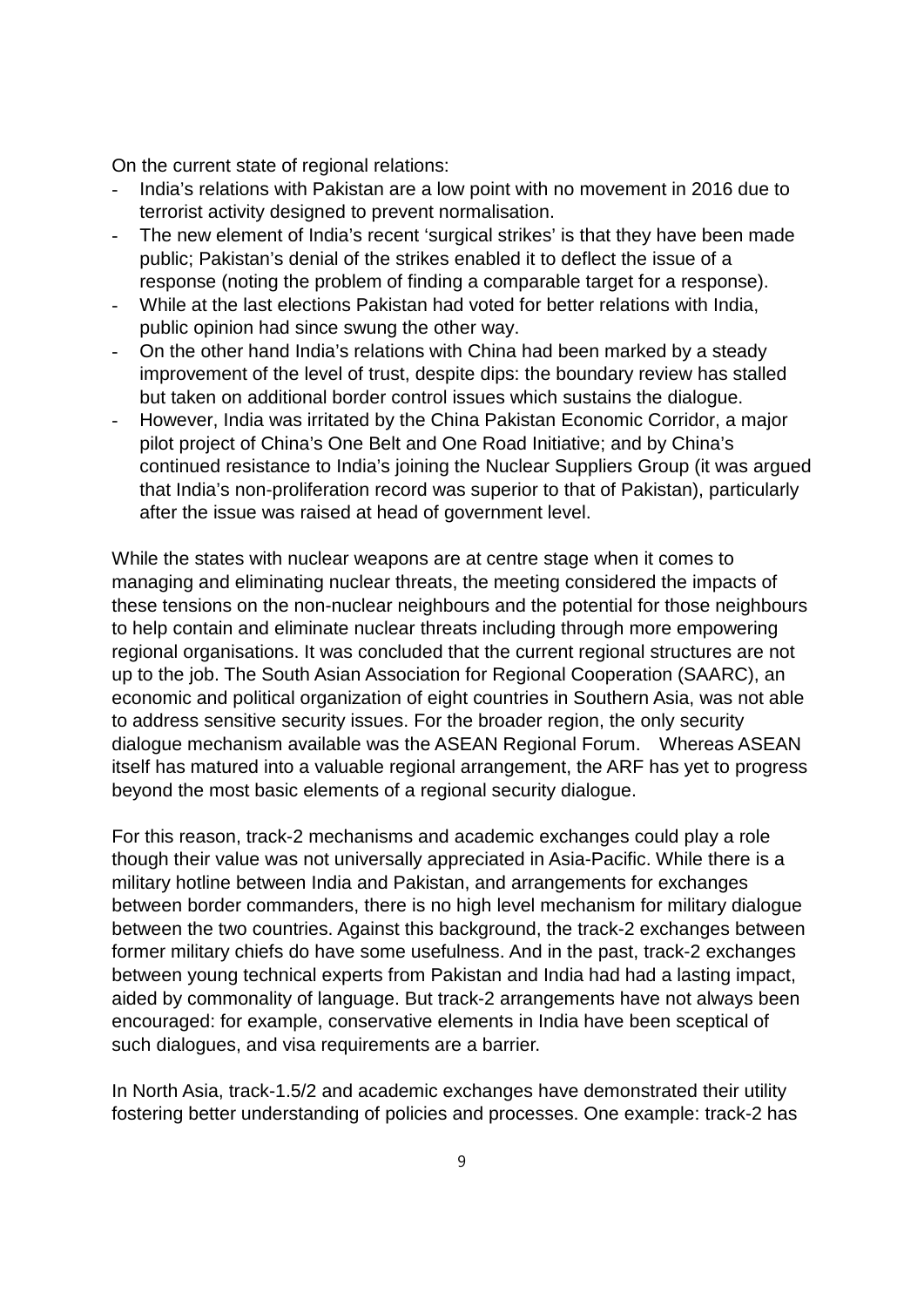On the current state of regional relations:

- India's relations with Pakistan are a low point with no movement in 2016 due to terrorist activity designed to prevent normalisation.
- The new element of India's recent 'surgical strikes' is that they have been made public; Pakistan's denial of the strikes enabled it to deflect the issue of a response (noting the problem of finding a comparable target for a response).
- While at the last elections Pakistan had voted for better relations with India, public opinion had since swung the other way.
- On the other hand India's relations with China had been marked by a steady improvement of the level of trust, despite dips: the boundary review has stalled but taken on additional border control issues which sustains the dialogue.
- However, India was irritated by the China Pakistan Economic Corridor, a major pilot project of China's One Belt and One Road Initiative; and by China's continued resistance to India's joining the Nuclear Suppliers Group (it was argued that India's non-proliferation record was superior to that of Pakistan), particularly after the issue was raised at head of government level.

While the states with nuclear weapons are at centre stage when it comes to managing and eliminating nuclear threats, the meeting considered the impacts of these tensions on the non-nuclear neighbours and the potential for those neighbours to help contain and eliminate nuclear threats including through more empowering regional organisations. It was concluded that the current regional structures are not up to the job. The South Asian Association for Regional Cooperation (SAARC), an economic and political organization of eight countries in Southern Asia, was not able to address sensitive security issues. For the broader region, the only security dialogue mechanism available was the ASEAN Regional Forum. Whereas ASEAN itself has matured into a valuable regional arrangement, the ARF has yet to progress beyond the most basic elements of a regional security dialogue.

For this reason, track-2 mechanisms and academic exchanges could play a role though their value was not universally appreciated in Asia-Pacific. While there is a military hotline between India and Pakistan, and arrangements for exchanges between border commanders, there is no high level mechanism for military dialogue between the two countries. Against this background, the track-2 exchanges between former military chiefs do have some usefulness. And in the past, track-2 exchanges between young technical experts from Pakistan and India had had a lasting impact, aided by commonality of language. But track-2 arrangements have not always been encouraged: for example, conservative elements in India have been sceptical of such dialogues, and visa requirements are a barrier.

In North Asia, track-1.5/2 and academic exchanges have demonstrated their utility fostering better understanding of policies and processes. One example: track-2 has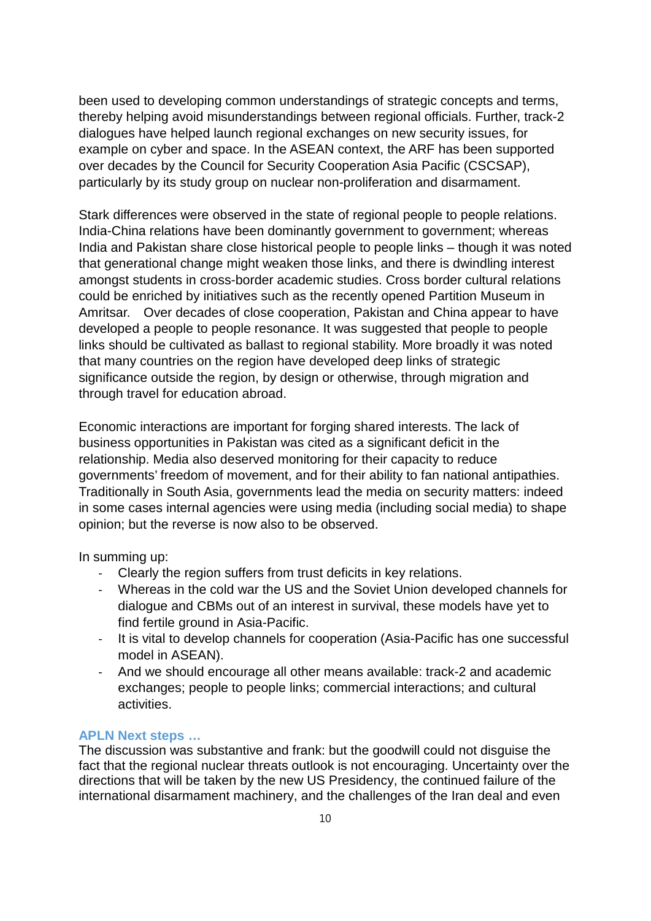been used to developing common understandings of strategic concepts and terms, thereby helping avoid misunderstandings between regional officials. Further, track-2 dialogues have helped launch regional exchanges on new security issues, for example on cyber and space. In the ASEAN context, the ARF has been supported over decades by the Council for Security Cooperation Asia Pacific (CSCSAP), particularly by its study group on nuclear non-proliferation and disarmament.

Stark differences were observed in the state of regional people to people relations. India-China relations have been dominantly government to government; whereas India and Pakistan share close historical people to people links – though it was noted that generational change might weaken those links, and there is dwindling interest amongst students in cross-border academic studies. Cross border cultural relations could be enriched by initiatives such as the recently opened Partition Museum in Amritsar. Over decades of close cooperation, Pakistan and China appear to have developed a people to people resonance. It was suggested that people to people links should be cultivated as ballast to regional stability. More broadly it was noted that many countries on the region have developed deep links of strategic significance outside the region, by design or otherwise, through migration and through travel for education abroad.

Economic interactions are important for forging shared interests. The lack of business opportunities in Pakistan was cited as a significant deficit in the relationship. Media also deserved monitoring for their capacity to reduce governments' freedom of movement, and for their ability to fan national antipathies. Traditionally in South Asia, governments lead the media on security matters: indeed in some cases internal agencies were using media (including social media) to shape opinion; but the reverse is now also to be observed.

In summing up:

- Clearly the region suffers from trust deficits in key relations.
- Whereas in the cold war the US and the Soviet Union developed channels for dialogue and CBMs out of an interest in survival, these models have yet to find fertile ground in Asia-Pacific.
- It is vital to develop channels for cooperation (Asia-Pacific has one successful model in ASEAN).
- And we should encourage all other means available: track-2 and academic exchanges; people to people links; commercial interactions; and cultural activities.

### APLN Next steps …

The discussion was substantive and frank: but the goodwill could not disguise the fact that the regional nuclear threats outlook is not encouraging. Uncertainty over the directions that will be taken by the new US Presidency, the continued failure of the international disarmament machinery, and the challenges of the Iran deal and even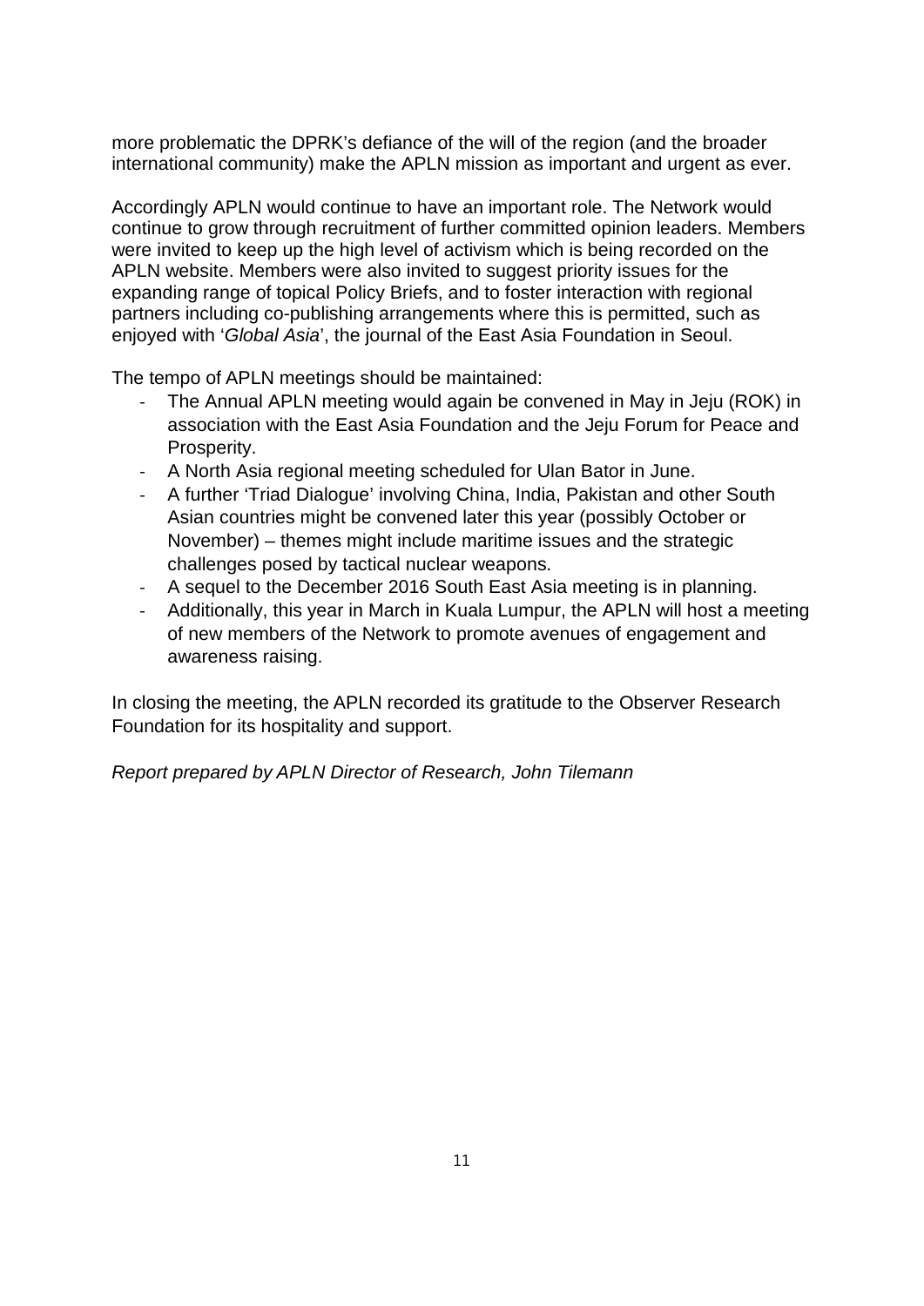more problematic the DPRK's defiance of the will of the region (and the broader international community) make the APLN mission as important and urgent as ever.

Accordingly APLN would continue to have an important role. The Network would continue to grow through recruitment of further committed opinion leaders. Members were invited to keep up the high level of activism which is being recorded on the APLN website. Members were also invited to suggest priority issues for the expanding range of topical Policy Briefs, and to foster interaction with regional partners including co-publishing arrangements where this is permitted, such as enjoyed with '*Global Asia*', the journal of the East Asia Foundation in Seoul.

The tempo of APLN meetings should be maintained:

- The Annual APLN meeting would again be convened in May in Jeju (ROK) in association with the East Asia Foundation and the Jeju Forum for Peace and Prosperity.
- A North Asia regional meeting scheduled for Ulan Bator in June.
- A further 'Triad Dialogue' involving China, India, Pakistan and other South Asian countries might be convened later this year (possibly October or November) – themes might include maritime issues and the strategic challenges posed by tactical nuclear weapons.
- A sequel to the December 2016 South East Asia meeting is in planning.
- Additionally, this year in March in Kuala Lumpur, the APLN will host a meeting of new members of the Network to promote avenues of engagement and awareness raising.

In closing the meeting, the APLN recorded its gratitude to the Observer Research Foundation for its hospitality and support.

*Report prepared by APLN Director of Research, John Tilemann*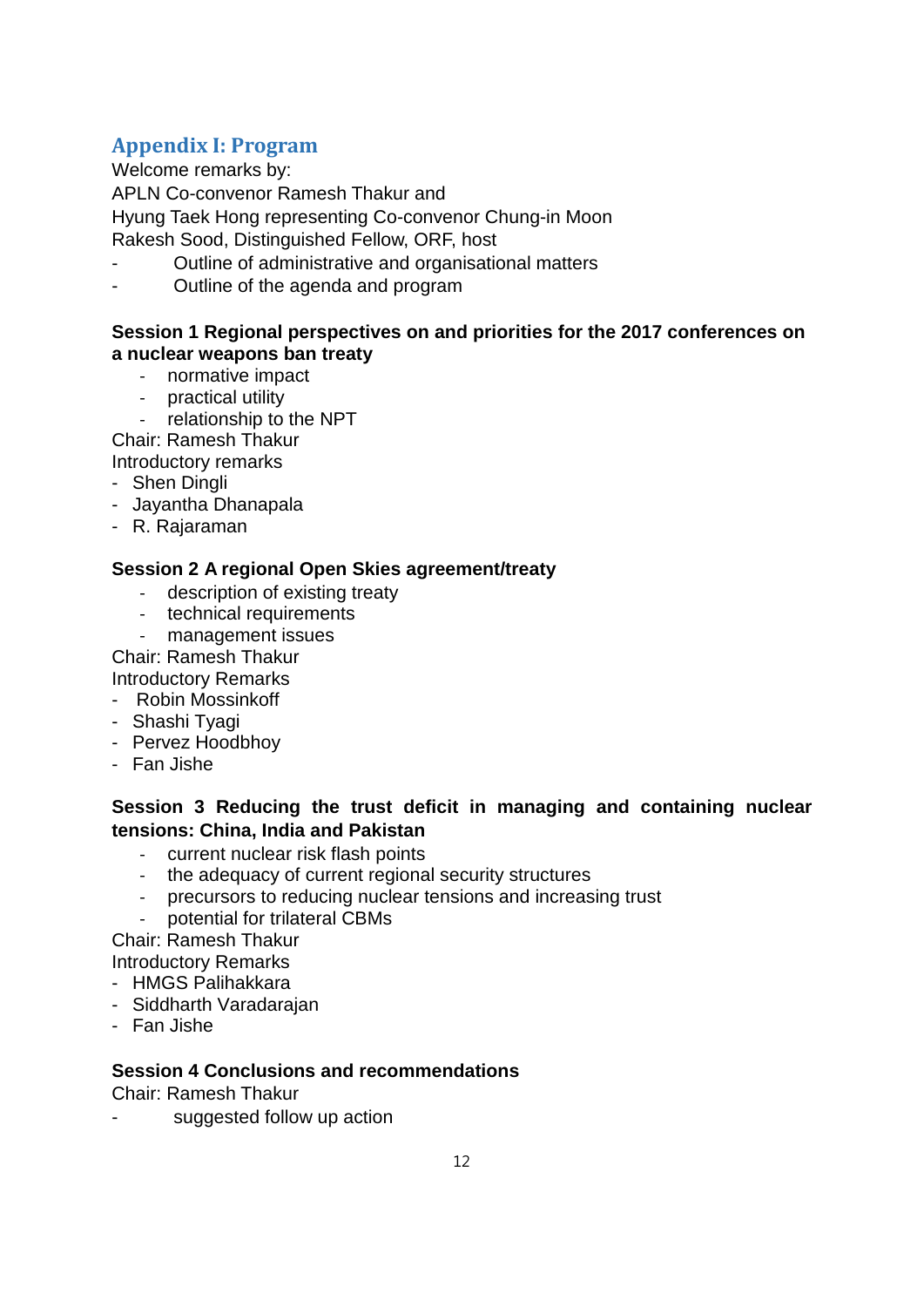## Appendix I: Program

Welcome remarks by:
APLN Co-convenor Ramesh Thakur and
Hyung Taek Hong representing Co-convenor Chung-in Moon
Rakesh Sood, Distinguished Fellow, ORF, host

- Outline of administrative and organisational matters
- Outline of the agenda and program

**Session 1 Regional perspectives on and priorities for the 2017 conferences on a nuclear weapons ban treaty**

- normative impact
- practical utility
- relationship to the NPT

Chair: Ramesh Thakur
Introductory remarks

- Shen Dingli
- Jayantha Dhanapala
- R. Rajaraman

**Session 2 A regional Open Skies agreement/treaty**

- description of existing treaty
- technical requirements
- management issues

Chair: Ramesh Thakur
Introductory Remarks

- Robin Mossinkoff
- Shashi Tyagi
- Pervez Hoodbhoy
- Fan Jishe

**Session 3 Reducing the trust deficit in managing and containing nuclear tensions: China, India and Pakistan**

- current nuclear risk flash points
- the adequacy of current regional security structures
- precursors to reducing nuclear tensions and increasing trust
- potential for trilateral CBMs

Chair: Ramesh Thakur
Introductory Remarks

- HMGS Palihakkara
- Siddharth Varadarajan
- Fan Jishe

**Session 4 Conclusions and recommendations**

Chair: Ramesh Thakur

- suggested follow up action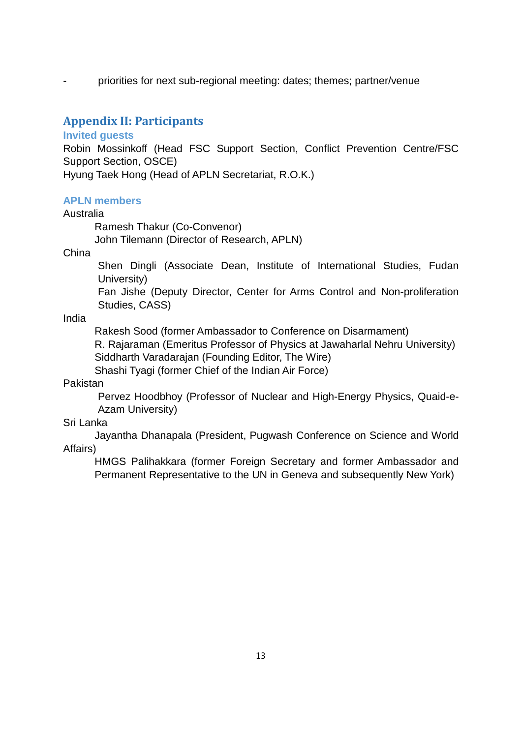- priorities for next sub-regional meeting: dates; themes; partner/venue

## Appendix II: Participants

### Invited guests

Robin Mossinkoff (Head FSC Support Section, Conflict Prevention Centre/FSC Support Section, OSCE)
Hyung Taek Hong (Head of APLN Secretariat, R.O.K.)

### APLN members

Australia

Ramesh Thakur (Co-Convenor)
John Tilemann (Director of Research, APLN)

China

Shen Dingli (Associate Dean, Institute of International Studies, Fudan University)
Fan Jishe (Deputy Director, Center for Arms Control and Non-proliferation Studies, CASS)

India

Rakesh Sood (former Ambassador to Conference on Disarmament)
R. Rajaraman (Emeritus Professor of Physics at Jawaharlal Nehru University)
Siddharth Varadarajan (Founding Editor, The Wire)
Shashi Tyagi (former Chief of the Indian Air Force)

Pakistan

Pervez Hoodbhoy (Professor of Nuclear and High-Energy Physics, Quaid-e-Azam University)

Sri Lanka

Jayantha Dhanapala (President, Pugwash Conference on Science and World Affairs)
HMGS Palihakkara (former Foreign Secretary and former Ambassador and Permanent Representative to the UN in Geneva and subsequently New York)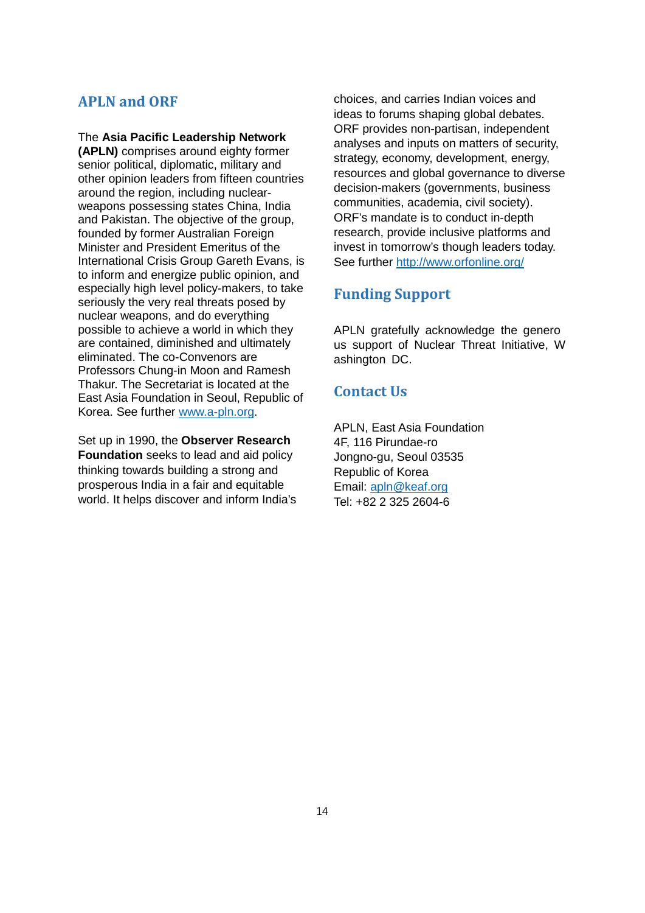## APLN and ORF

The **Asia Pacific Leadership Network (APLN)** comprises around eighty former senior political, diplomatic, military and other opinion leaders from fifteen countries around the region, including nuclear-weapons possessing states China, India and Pakistan. The objective of the group, founded by former Australian Foreign Minister and President Emeritus of the International Crisis Group Gareth Evans, is to inform and energize public opinion, and especially high level policy-makers, to take seriously the very real threats posed by nuclear weapons, and do everything possible to achieve a world in which they are contained, diminished and ultimately eliminated. The co-Convenors are Professors Chung-in Moon and Ramesh Thakur. The Secretariat is located at the East Asia Foundation in Seoul, Republic of Korea. See further [www.a-pln.org](www.a-pln.org).

Set up in 1990, the **Observer Research Foundation** seeks to lead and aid policy thinking towards building a strong and prosperous India in a fair and equitable world. It helps discover and inform India's choices, and carries Indian voices and ideas to forums shaping global debates. ORF provides non-partisan, independent analyses and inputs on matters of security, strategy, economy, development, energy, resources and global governance to diverse decision-makers (governments, business communities, academia, civil society). ORF's mandate is to conduct in-depth research, provide inclusive platforms and invest in tomorrow's though leaders today. See further [http://www.orfonline.org/](http://www.orfonline.org/)

## Funding Support

APLN gratefully acknowledge the genero us support of Nuclear Threat Initiative, W ashington DC.

## Contact Us

APLN, East Asia Foundation
4F, 116 Pirundae-ro
Jongno-gu, Seoul 03535
Republic of Korea
Email: [apln@keaf.org](mailto:apln@keaf.org)
Tel: +82 2 325 2604-6